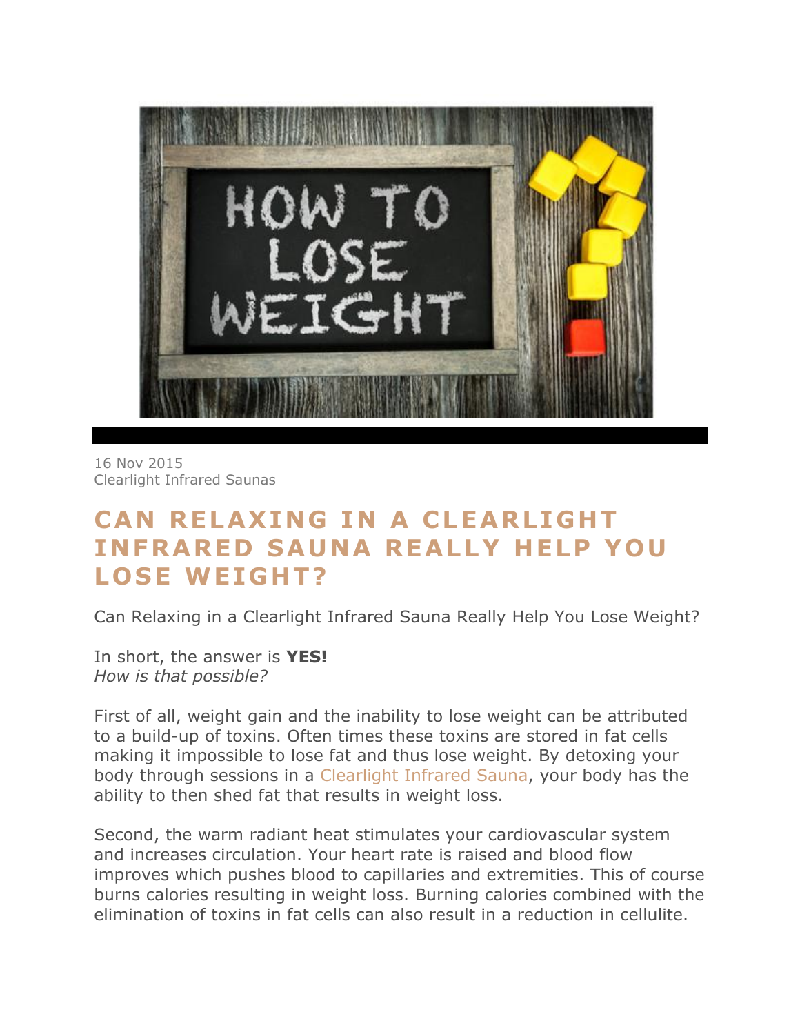16 Nov 2015
Clearlight Infrared Saunas

# CAN RELAXING IN A CLEARLIGHT INFRARED SAUNA REALLY HELP YOU LOSE WEIGHT?

Can Relaxing in a Clearlight Infrared Sauna Really Help You Lose Weight?

In short, the answer is **YES!**
*How is that possible?*

First of all, weight gain and the inability to lose weight can be attributed to a build-up of toxins. Often times these toxins are stored in fat cells making it impossible to lose fat and thus lose weight. By detoxing your body through sessions in a Clearlight Infrared Sauna, your body has the ability to then shed fat that results in weight loss.

Second, the warm radiant heat stimulates your cardiovascular system and increases circulation. Your heart rate is raised and blood flow improves which pushes blood to capillaries and extremities. This of course burns calories resulting in weight loss. Burning calories combined with the elimination of toxins in fat cells can also result in a reduction in cellulite.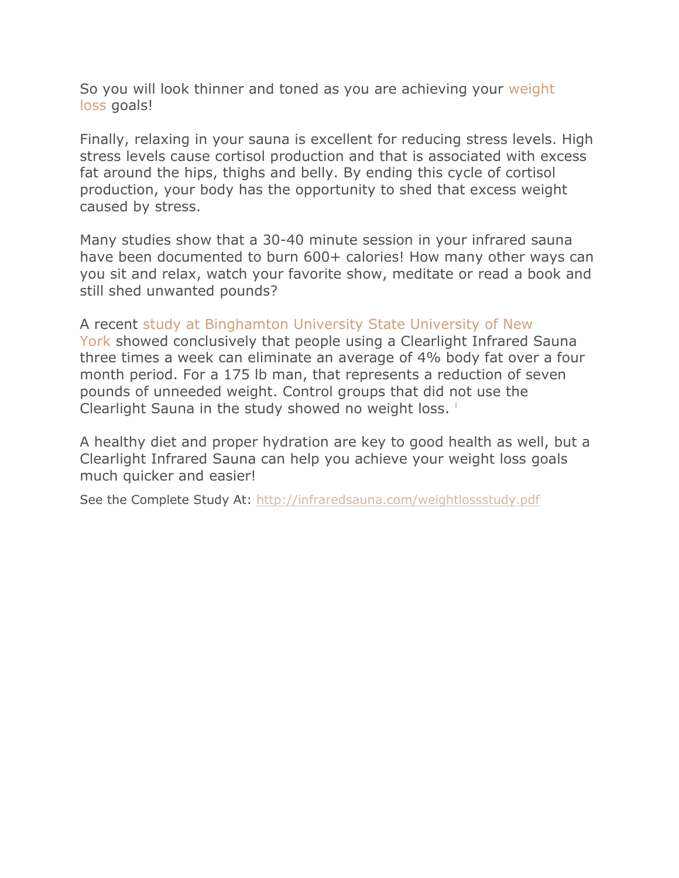So you will look thinner and toned as you are achieving your weight loss goals!

Finally, relaxing in your sauna is excellent for reducing stress levels. High stress levels cause cortisol production and that is associated with excess fat around the hips, thighs and belly. By ending this cycle of cortisol production, your body has the opportunity to shed that excess weight caused by stress.

Many studies show that a 30-40 minute session in your infrared sauna have been documented to burn 600+ calories! How many other ways can you sit and relax, watch your favorite show, meditate or read a book and still shed unwanted pounds?

A recent study at Binghamton University State University of New York showed conclusively that people using a Clearlight Infrared Sauna three times a week can eliminate an average of 4% body fat over a four month period. For a 175 lb man, that represents a reduction of seven pounds of unneeded weight. Control groups that did not use the Clearlight Sauna in the study showed no weight loss. [i]

A healthy diet and proper hydration are key to good health as well, but a Clearlight Infrared Sauna can help you achieve your weight loss goals much quicker and easier!

See the Complete Study At: http://infraredsauna.com/weightlossstudy.pdf